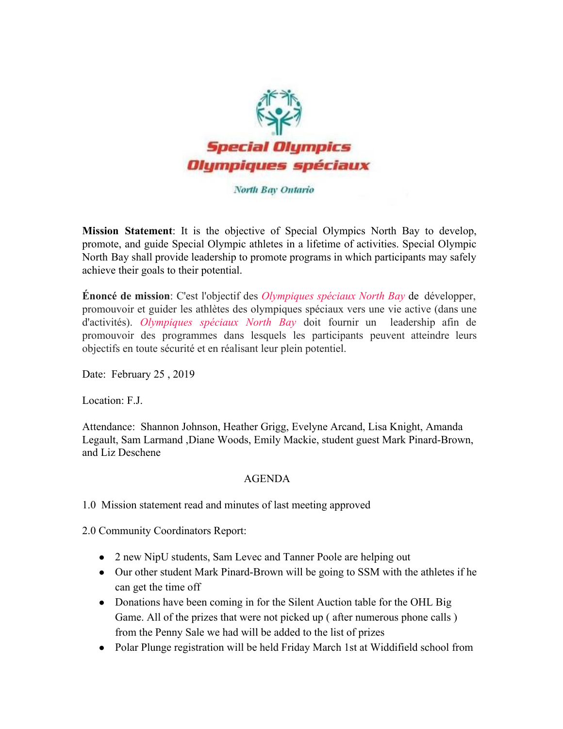Special Olympics
Olympiques spéciaux

North Bay Ontario

**Mission Statement**: It is the objective of Special Olympics North Bay to develop, promote, and guide Special Olympic athletes in a lifetime of activities. Special Olympic North Bay shall provide leadership to promote programs in which participants may safely achieve their goals to their potential.

**Énoncé de mission**: C'est l'objectif des *Olympiques spéciaux North Bay* de développer, promouvoir et guider les athlètes des olympiques spéciaux vers une vie active (dans une d'activités). *Olympiques spéciaux North Bay* doit fournir un leadership afin de promouvoir des programmes dans lesquels les participants peuvent atteindre leurs objectifs en toute sécurité et en réalisant leur plein potentiel.

Date: February 25 , 2019

Location: F.J.

Attendance: Shannon Johnson, Heather Grigg, Evelyne Arcand, Lisa Knight, Amanda Legault, Sam Larmand ,Diane Woods, Emily Mackie, student guest Mark Pinard-Brown, and Liz Deschene

AGENDA

1.0 Mission statement read and minutes of last meeting approved

2.0 Community Coordinators Report:

- 2 new NipU students, Sam Levec and Tanner Poole are helping out
- Our other student Mark Pinard-Brown will be going to SSM with the athletes if he can get the time off
- Donations have been coming in for the Silent Auction table for the OHL Big Game. All of the prizes that were not picked up ( after numerous phone calls ) from the Penny Sale we had will be added to the list of prizes
- Polar Plunge registration will be held Friday March 1st at Widdifield school from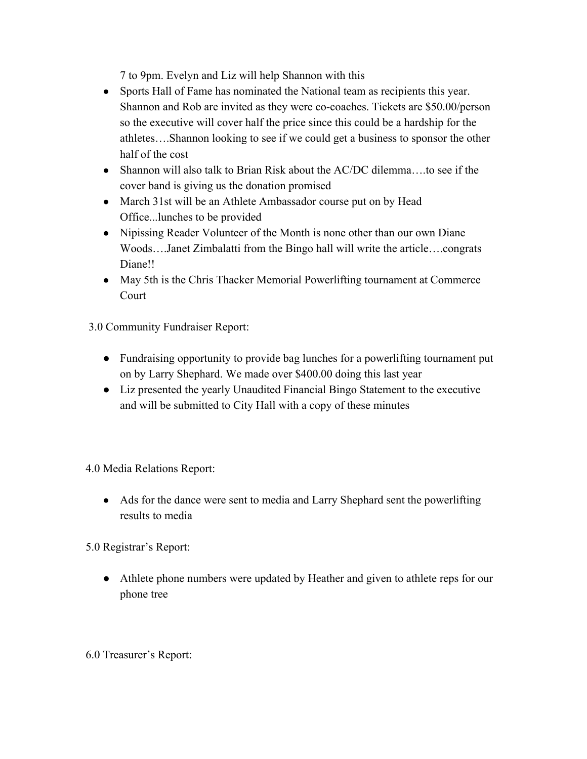7 to 9pm. Evelyn and Liz will help Shannon with this

- Sports Hall of Fame has nominated the National team as recipients this year. Shannon and Rob are invited as they were co-coaches. Tickets are $50.00/person so the executive will cover half the price since this could be a hardship for the athletes….Shannon looking to see if we could get a business to sponsor the other half of the cost
- Shannon will also talk to Brian Risk about the AC/DC dilemma….to see if the cover band is giving us the donation promised
- March 31st will be an Athlete Ambassador course put on by Head Office...lunches to be provided
- Nipissing Reader Volunteer of the Month is none other than our own Diane Woods….Janet Zimbalatti from the Bingo hall will write the article….congrats Diane!!
- May 5th is the Chris Thacker Memorial Powerlifting tournament at Commerce Court

3.0 Community Fundraiser Report:

- Fundraising opportunity to provide bag lunches for a powerlifting tournament put on by Larry Shephard. We made over $400.00 doing this last year
- Liz presented the yearly Unaudited Financial Bingo Statement to the executive and will be submitted to City Hall with a copy of these minutes

4.0 Media Relations Report:

- Ads for the dance were sent to media and Larry Shephard sent the powerlifting results to media

5.0 Registrar's Report:

- Athlete phone numbers were updated by Heather and given to athlete reps for our phone tree

6.0 Treasurer's Report: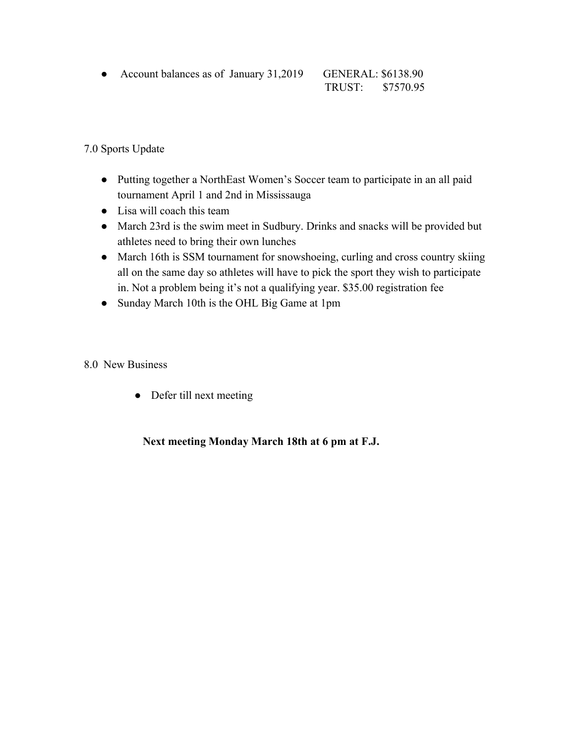- Account balances as of January 31,2019  GENERAL: $6138.90
  TRUST: $7570.95

7.0 Sports Update

- Putting together a NorthEast Women's Soccer team to participate in an all paid tournament April 1 and 2nd in Mississauga
- Lisa will coach this team
- March 23rd is the swim meet in Sudbury. Drinks and snacks will be provided but athletes need to bring their own lunches
- March 16th is SSM tournament for snowshoeing, curling and cross country skiing all on the same day so athletes will have to pick the sport they wish to participate in. Not a problem being it's not a qualifying year. $35.00 registration fee
- Sunday March 10th is the OHL Big Game at 1pm

8.0 New Business

- Defer till next meeting

**Next meeting Monday March 18th at 6 pm at F.J.**